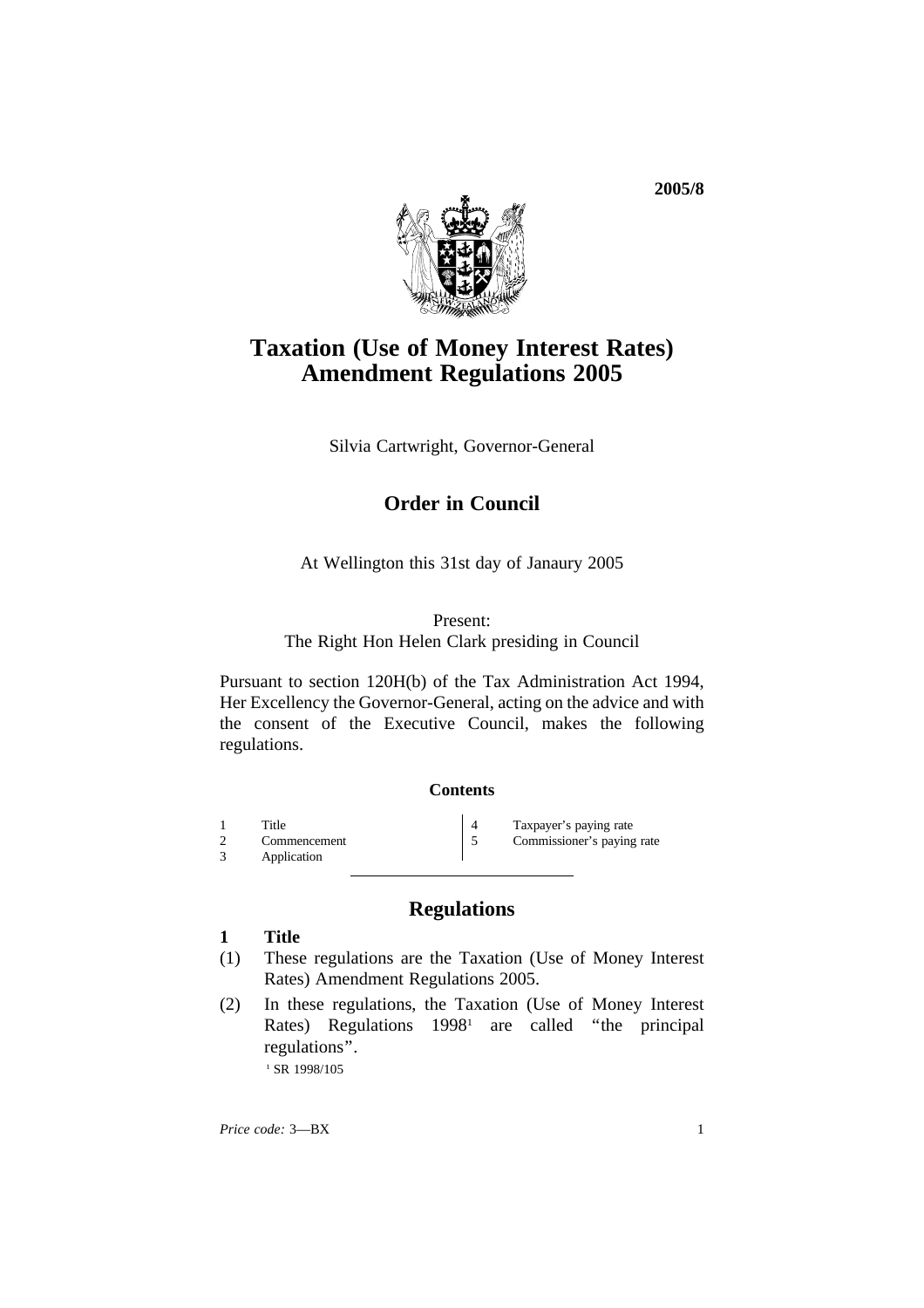2005/8

# Taxation (Use of Money Interest Rates) Amendment Regulations 2005

Silvia Cartwright, Governor-General

## Order in Council

At Wellington this 31st day of Janaury 2005

Present:
The Right Hon Helen Clark presiding in Council

Pursuant to section 120H(b) of the Tax Administration Act 1994, Her Excellency the Governor-General, acting on the advice and with the consent of the Executive Council, makes the following regulations.

### Contents

1 Title
2 Commencement
3 Application
4 Taxpayer's paying rate
5 Commissioner's paying rate

## Regulations

**1 Title**

(1) These regulations are the Taxation (Use of Money Interest Rates) Amendment Regulations 2005.

(2) In these regulations, the Taxation (Use of Money Interest Rates) Regulations 1998[1] are called "the principal regulations".

[1] SR 1998/105

*Price code:* 3—BX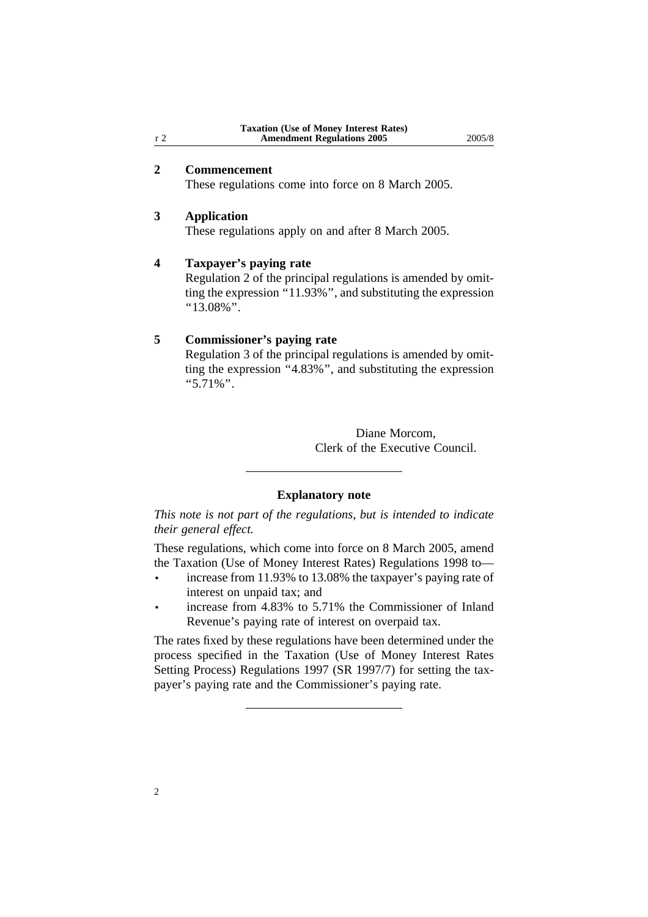## 2 Commencement

These regulations come into force on 8 March 2005.

## 3 Application

These regulations apply on and after 8 March 2005.

## 4 Taxpayer's paying rate

Regulation 2 of the principal regulations is amended by omitting the expression "11.93%", and substituting the expression "13.08%".

## 5 Commissioner's paying rate

Regulation 3 of the principal regulations is amended by omitting the expression "4.83%", and substituting the expression "5.71%".

Diane Morcom,
Clerk of the Executive Council.

---

### Explanatory note

*This note is not part of the regulations, but is intended to indicate their general effect.*

These regulations, which come into force on 8 March 2005, amend the Taxation (Use of Money Interest Rates) Regulations 1998 to—

- increase from 11.93% to 13.08% the taxpayer's paying rate of interest on unpaid tax; and
- increase from 4.83% to 5.71% the Commissioner of Inland Revenue's paying rate of interest on overpaid tax.

The rates fixed by these regulations have been determined under the process specified in the Taxation (Use of Money Interest Rates Setting Process) Regulations 1997 (SR 1997/7) for setting the taxpayer's paying rate and the Commissioner's paying rate.

---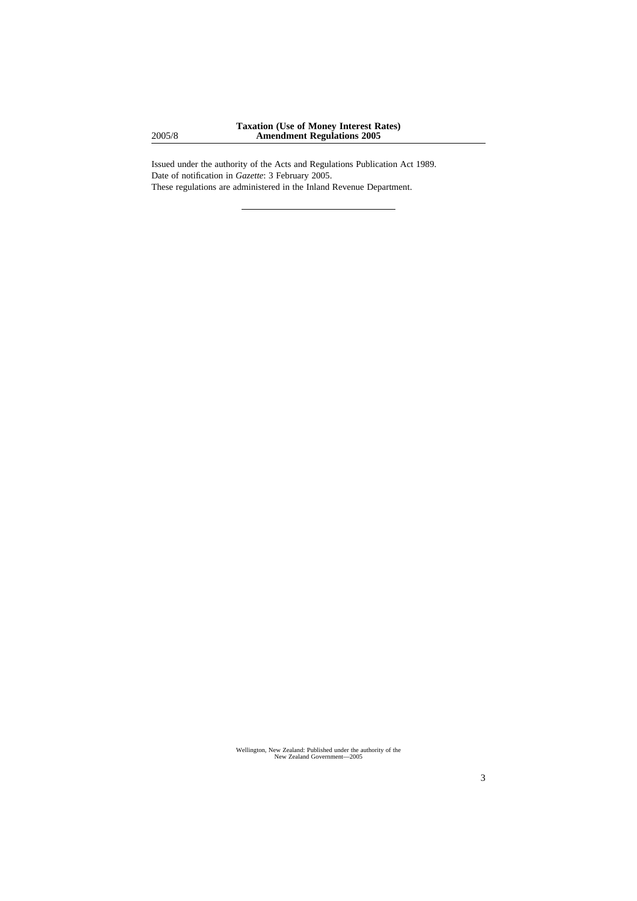Issued under the authority of the Acts and Regulations Publication Act 1989.
Date of notification in *Gazette*: 3 February 2005.
These regulations are administered in the Inland Revenue Department.

---

Wellington, New Zealand: Published under the authority of the New Zealand Government—2005